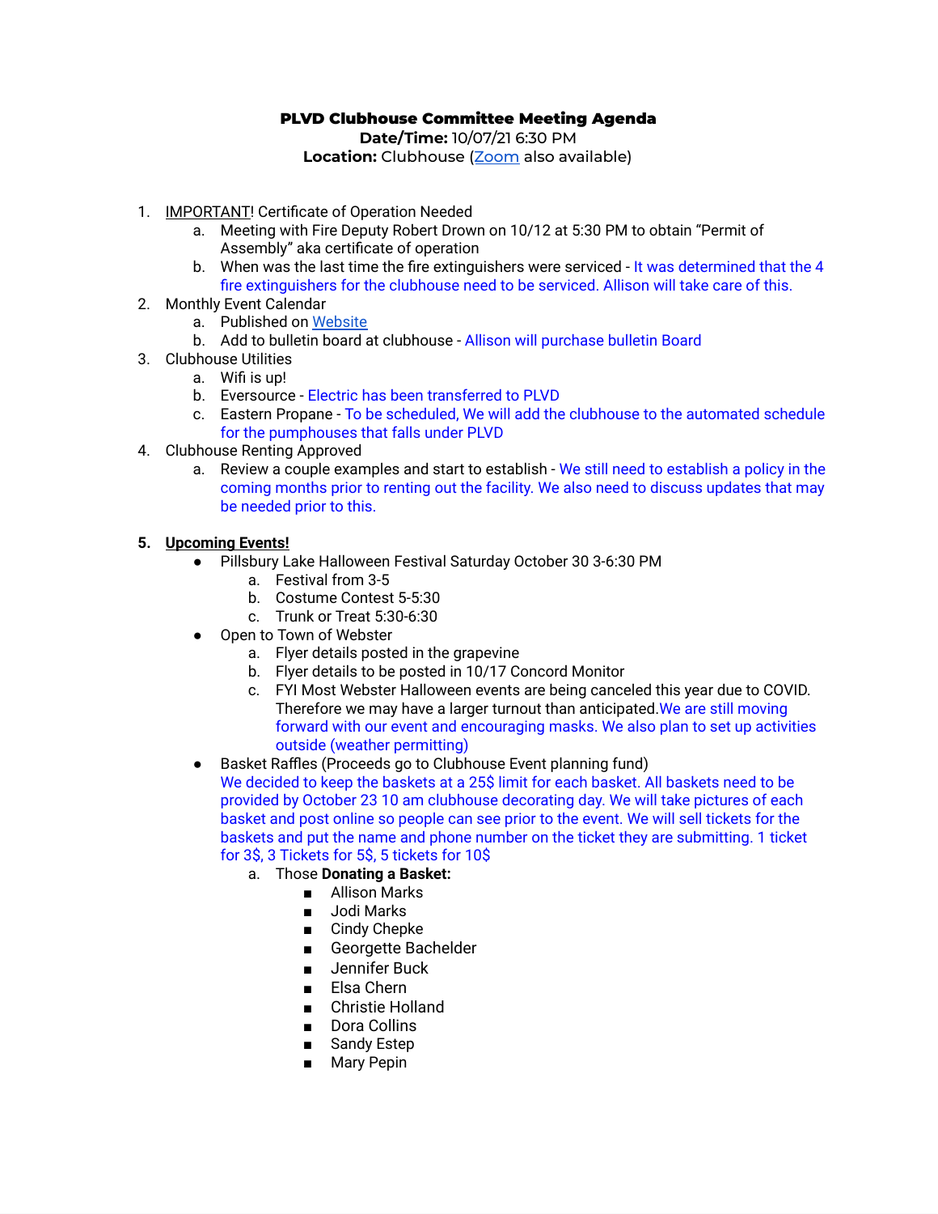**PLVD Clubhouse Committee Meeting Agenda**
**Date/Time:** 10/07/21 6:30 PM
**Location:** Clubhouse (Zoom also available)

1. IMPORTANT! Certificate of Operation Needed
    a. Meeting with Fire Deputy Robert Drown on 10/12 at 5:30 PM to obtain "Permit of Assembly" aka certificate of operation
    b. When was the last time the fire extinguishers were serviced - It was determined that the 4 fire extinguishers for the clubhouse need to be serviced. Allison will take care of this.
2. Monthly Event Calendar
    a. Published on Website
    b. Add to bulletin board at clubhouse - Allison will purchase bulletin Board
3. Clubhouse Utilities
    a. Wifi is up!
    b. Eversource - Electric has been transferred to PLVD
    c. Eastern Propane - To be scheduled, We will add the clubhouse to the automated schedule for the pumphouses that falls under PLVD
4. Clubhouse Renting Approved
    a. Review a couple examples and start to establish - We still need to establish a policy in the coming months prior to renting out the facility. We also need to discuss updates that may be needed prior to this.

5. **Upcoming Events!**
    - Pillsbury Lake Halloween Festival Saturday October 30 3-6:30 PM
        a. Festival from 3-5
        b. Costume Contest 5-5:30
        c. Trunk or Treat 5:30-6:30
    - Open to Town of Webster
        a. Flyer details posted in the grapevine
        b. Flyer details to be posted in 10/17 Concord Monitor
        c. FYI Most Webster Halloween events are being canceled this year due to COVID. Therefore we may have a larger turnout than anticipated.We are still moving forward with our event and encouraging masks. We also plan to set up activities outside (weather permitting)
    - Basket Raffles (Proceeds go to Clubhouse Event planning fund)
      We decided to keep the baskets at a 25$ limit for each basket. All baskets need to be provided by October 23 10 am clubhouse decorating day. We will take pictures of each basket and post online so people can see prior to the event. We will sell tickets for the baskets and put the name and phone number on the ticket they are submitting. 1 ticket for 3$, 3 Tickets for 5$, 5 tickets for 10$
        a. Those **Donating a Basket:**
            - Allison Marks
            - Jodi Marks
            - Cindy Chepke
            - Georgette Bachelder
            - Jennifer Buck
            - Elsa Chern
            - Christie Holland
            - Dora Collins
            - Sandy Estep
            - Mary Pepin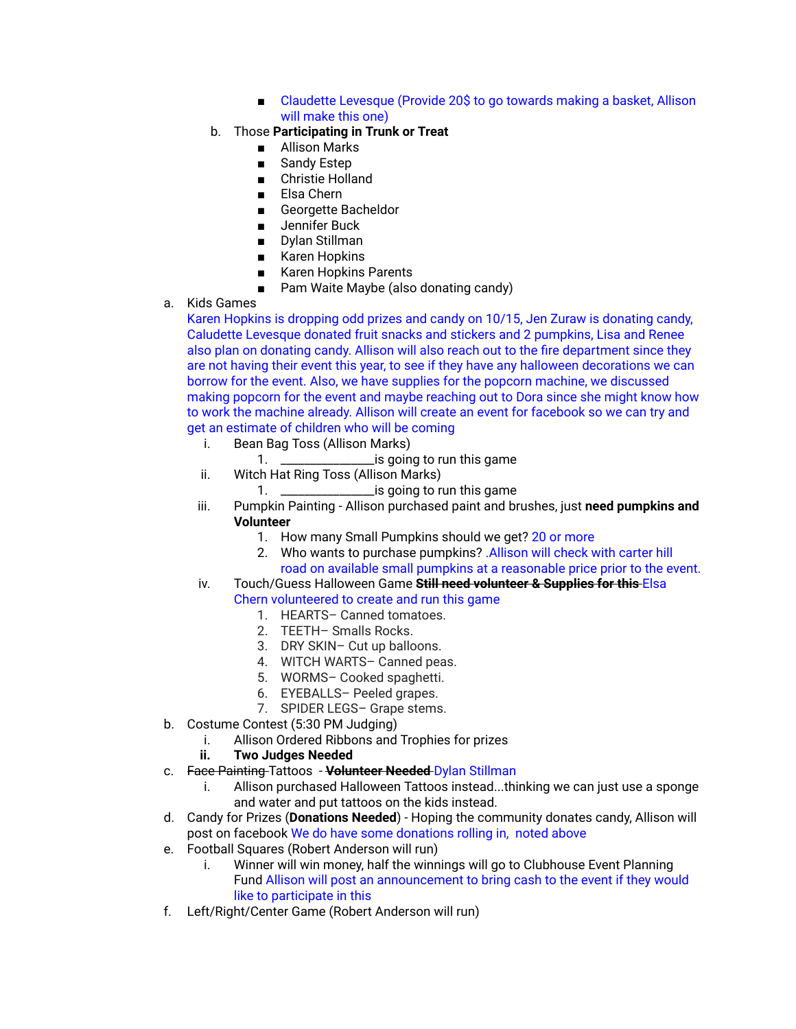- Claudette Levesque (Provide 20$ to go towards making a basket, Allison will make this one)

   b. Those **Participating in Trunk or Treat**
        - Allison Marks
        - Sandy Estep
        - Christie Holland
        - Elsa Chern
        - Georgette Bacheldor
        - Jennifer Buck
        - Dylan Stillman
        - Karen Hopkins
        - Karen Hopkins Parents
        - Pam Waite Maybe (also donating candy)

a. Kids Games

   Karen Hopkins is dropping odd prizes and candy on 10/15, Jen Zuraw is donating candy, Caludette Levesque donated fruit snacks and stickers and 2 pumpkins, Lisa and Renee also plan on donating candy. Allison will also reach out to the fire department since they are not having their event this year, to see if they have any halloween decorations we can borrow for the event. Also, we have supplies for the popcorn machine, we discussed making popcorn for the event and maybe reaching out to Dora since she might know how to work the machine already. Allison will create an event for facebook so we can try and get an estimate of children who will be coming

   i. Bean Bag Toss (Allison Marks)
      1. _______________is going to run this game
   ii. Witch Hat Ring Toss (Allison Marks)
      1. _______________is going to run this game
   iii. Pumpkin Painting - Allison purchased paint and brushes, just **need pumpkins and Volunteer**
      1. How many Small Pumpkins should we get? 20 or more
      2. Who wants to purchase pumpkins? .Allison will check with carter hill road on available small pumpkins at a reasonable price prior to the event.
   iv. Touch/Guess Halloween Game ~~**Still need volunteer & Supplies for this**~~ Elsa Chern volunteered to create and run this game
      1. HEARTS– Canned tomatoes.
      2. TEETH– Smalls Rocks.
      3. DRY SKIN– Cut up balloons.
      4. WITCH WARTS– Canned peas.
      5. WORMS– Cooked spaghetti.
      6. EYEBALLS– Peeled grapes.
      7. SPIDER LEGS– Grape stems.

b. Costume Contest (5:30 PM Judging)
   i. Allison Ordered Ribbons and Trophies for prizes
   ii. **Two Judges Needed**

c. ~~Face Painting~~ Tattoos - ~~**Volunteer Needed**~~ Dylan Stillman
   i. Allison purchased Halloween Tattoos instead...thinking we can just use a sponge and water and put tattoos on the kids instead.

d. Candy for Prizes (**Donations Needed**) - Hoping the community donates candy, Allison will post on facebook We do have some donations rolling in, noted above

e. Football Squares (Robert Anderson will run)
   i. Winner will win money, half the winnings will go to Clubhouse Event Planning Fund Allison will post an announcement to bring cash to the event if they would like to participate in this

f. Left/Right/Center Game (Robert Anderson will run)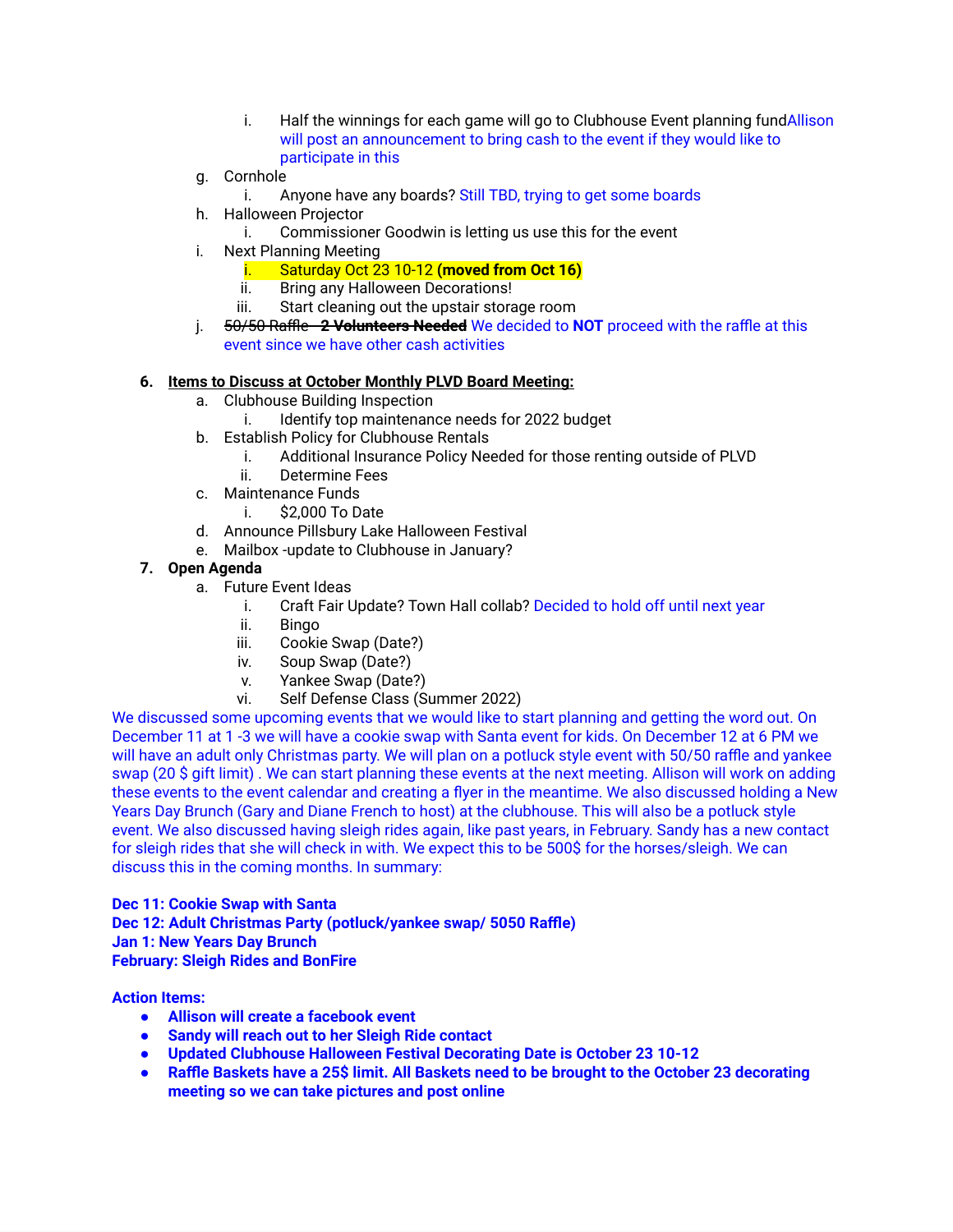i. Half the winnings for each game will go to Clubhouse Event planning fundAllison will post an announcement to bring cash to the event if they would like to participate in this

   g. Cornhole
      i. Anyone have any boards? Still TBD, trying to get some boards
   h. Halloween Projector
      i. Commissioner Goodwin is letting us use this for the event
   i. Next Planning Meeting
      i. Saturday Oct 23 10-12 **(moved from Oct 16)**
      ii. Bring any Halloween Decorations!
      iii. Start cleaning out the upstair storage room
   j. ~~50/50 Raffle~~ - ~~**2 Volunteers Needed**~~ We decided to **NOT** proceed with the raffle at this event since we have other cash activities

6. **Items to Discuss at October Monthly PLVD Board Meeting:**
   a. Clubhouse Building Inspection
      i. Identify top maintenance needs for 2022 budget
   b. Establish Policy for Clubhouse Rentals
      i. Additional Insurance Policy Needed for those renting outside of PLVD
      ii. Determine Fees
   c. Maintenance Funds
      i. $2,000 To Date
   d. Announce Pillsbury Lake Halloween Festival
   e. Mailbox -update to Clubhouse in January?
7. **Open Agenda**
   a. Future Event Ideas
      i. Craft Fair Update? Town Hall collab? Decided to hold off until next year
      ii. Bingo
      iii. Cookie Swap (Date?)
      iv. Soup Swap (Date?)
      v. Yankee Swap (Date?)
      vi. Self Defense Class (Summer 2022)

We discussed some upcoming events that we would like to start planning and getting the word out. On December 11 at 1 -3 we will have a cookie swap with Santa event for kids. On December 12 at 6 PM we will have an adult only Christmas party. We will plan on a potluck style event with 50/50 raffle and yankee swap (20 $ gift limit) . We can start planning these events at the next meeting. Allison will work on adding these events to the event calendar and creating a flyer in the meantime. We also discussed holding a New Years Day Brunch (Gary and Diane French to host) at the clubhouse. This will also be a potluck style event. We also discussed having sleigh rides again, like past years, in February. Sandy has a new contact for sleigh rides that she will check in with. We expect this to be 500$ for the horses/sleigh. We can discuss this in the coming months. In summary:

**Dec 11: Cookie Swap with Santa**
**Dec 12: Adult Christmas Party (potluck/yankee swap/ 5050 Raffle)**
**Jan 1: New Years Day Brunch**
**February: Sleigh Rides and BonFire**

**Action Items:**

- **Allison will create a facebook event**
- **Sandy will reach out to her Sleigh Ride contact**
- **Updated Clubhouse Halloween Festival Decorating Date is October 23 10-12**
- **Raffle Baskets have a 25$ limit. All Baskets need to be brought to the October 23 decorating meeting so we can take pictures and post online**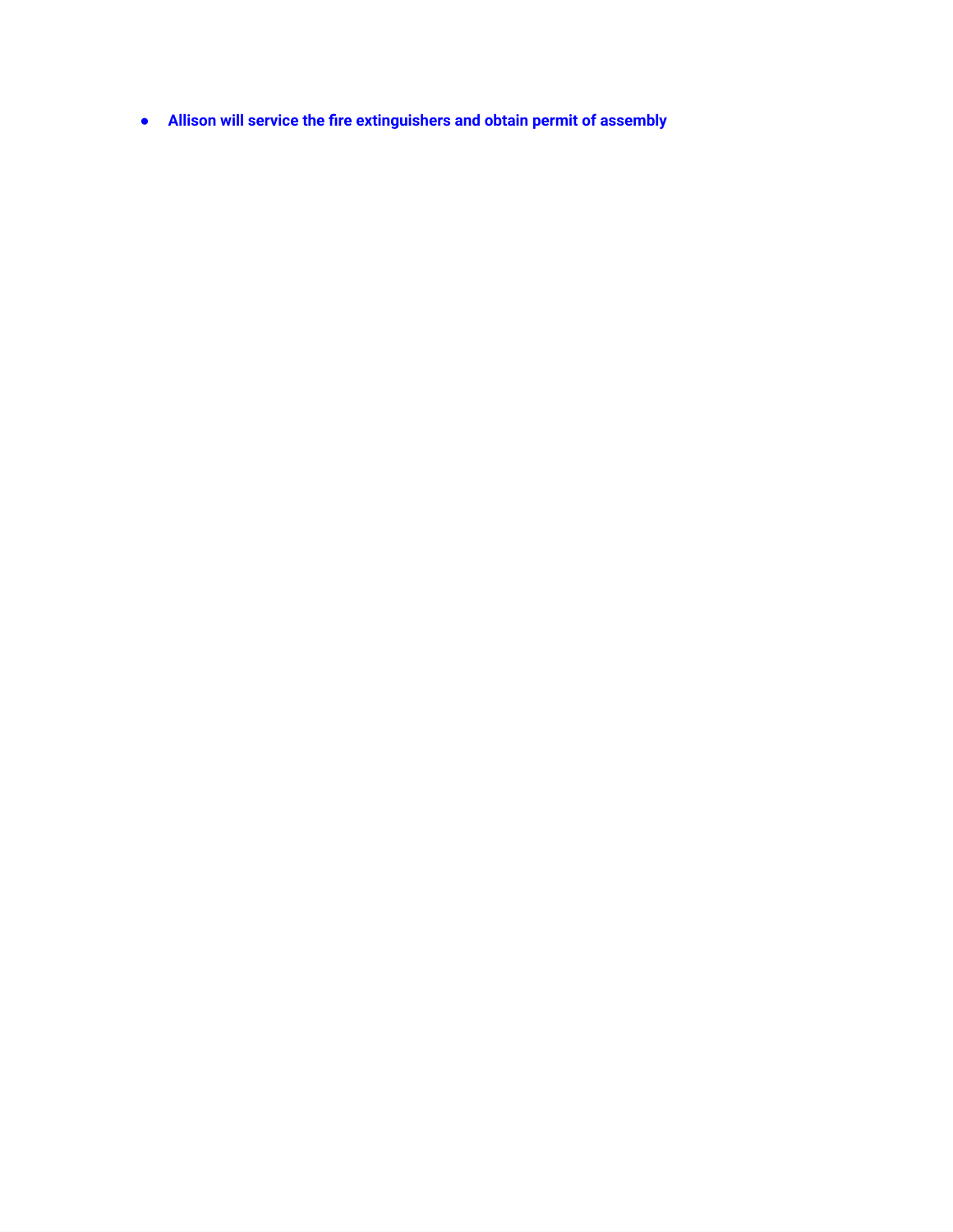- **Allison will service the fire extinguishers and obtain permit of assembly**